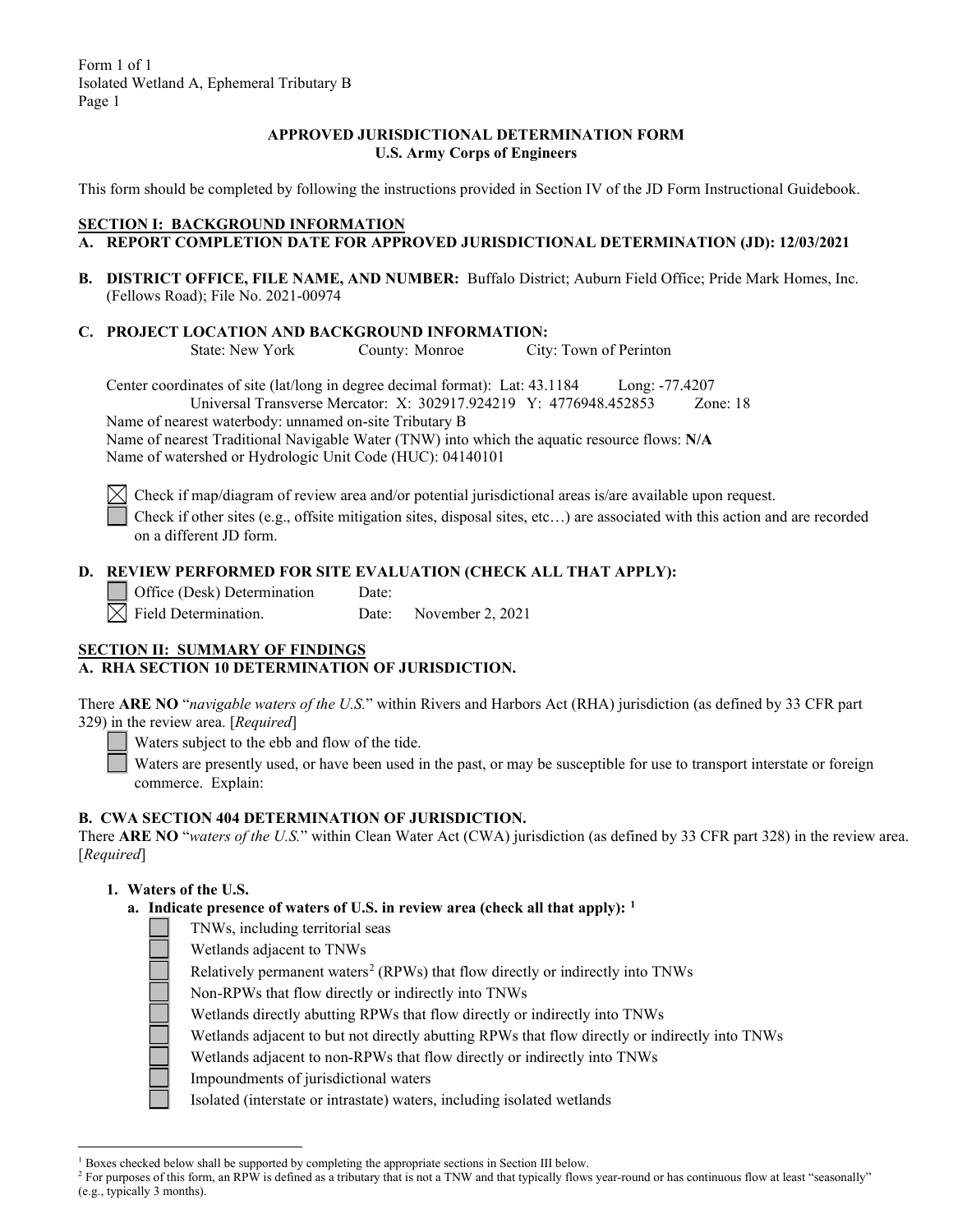Form 1 of 1
Isolated Wetland A, Ephemeral Tributary B
Page 1

**APPROVED JURISDICTIONAL DETERMINATION FORM**
**U.S. Army Corps of Engineers**

This form should be completed by following the instructions provided in Section IV of the JD Form Instructional Guidebook.

## SECTION I: BACKGROUND INFORMATION

**A. REPORT COMPLETION DATE FOR APPROVED JURISDICTIONAL DETERMINATION (JD): 12/03/2021**

**B. DISTRICT OFFICE, FILE NAME, AND NUMBER:** Buffalo District; Auburn Field Office; Pride Mark Homes, Inc. (Fellows Road); File No. 2021-00974

**C. PROJECT LOCATION AND BACKGROUND INFORMATION:**

State: New York County: Monroe City: Town of Perinton

Center coordinates of site (lat/long in degree decimal format): Lat: 43.1184 Long: -77.4207
Universal Transverse Mercator: X: 302917.924219 Y: 4776948.452853 Zone: 18
Name of nearest waterbody: unnamed on-site Tributary B
Name of nearest Traditional Navigable Water (TNW) into which the aquatic resource flows: **N/A**
Name of watershed or Hydrologic Unit Code (HUC): 04140101

☒ Check if map/diagram of review area and/or potential jurisdictional areas is/are available upon request.
☐ Check if other sites (e.g., offsite mitigation sites, disposal sites, etc…) are associated with this action and are recorded on a different JD form.

**D. REVIEW PERFORMED FOR SITE EVALUATION (CHECK ALL THAT APPLY):**

☐ Office (Desk) Determination Date:
☒ Field Determination. Date: November 2, 2021

## SECTION II: SUMMARY OF FINDINGS

**A. RHA SECTION 10 DETERMINATION OF JURISDICTION.**

There **ARE NO** "*navigable waters of the U.S.*" within Rivers and Harbors Act (RHA) jurisdiction (as defined by 33 CFR part 329) in the review area. [*Required*]

☐ Waters subject to the ebb and flow of the tide.
☐ Waters are presently used, or have been used in the past, or may be susceptible for use to transport interstate or foreign commerce. Explain:

**B. CWA SECTION 404 DETERMINATION OF JURISDICTION.**

There **ARE NO** "*waters of the U.S.*" within Clean Water Act (CWA) jurisdiction (as defined by 33 CFR part 328) in the review area. [*Required*]

**1. Waters of the U.S.**

**a. Indicate presence of waters of U.S. in review area (check all that apply): [1]**

☐ TNWs, including territorial seas
☐ Wetlands adjacent to TNWs
☐ Relatively permanent waters[2] (RPWs) that flow directly or indirectly into TNWs
☐ Non-RPWs that flow directly or indirectly into TNWs
☐ Wetlands directly abutting RPWs that flow directly or indirectly into TNWs
☐ Wetlands adjacent to but not directly abutting RPWs that flow directly or indirectly into TNWs
☐ Wetlands adjacent to non-RPWs that flow directly or indirectly into TNWs
☐ Impoundments of jurisdictional waters
☐ Isolated (interstate or intrastate) waters, including isolated wetlands

---

[1] Boxes checked below shall be supported by completing the appropriate sections in Section III below.
[2] For purposes of this form, an RPW is defined as a tributary that is not a TNW and that typically flows year-round or has continuous flow at least "seasonally" (e.g., typically 3 months).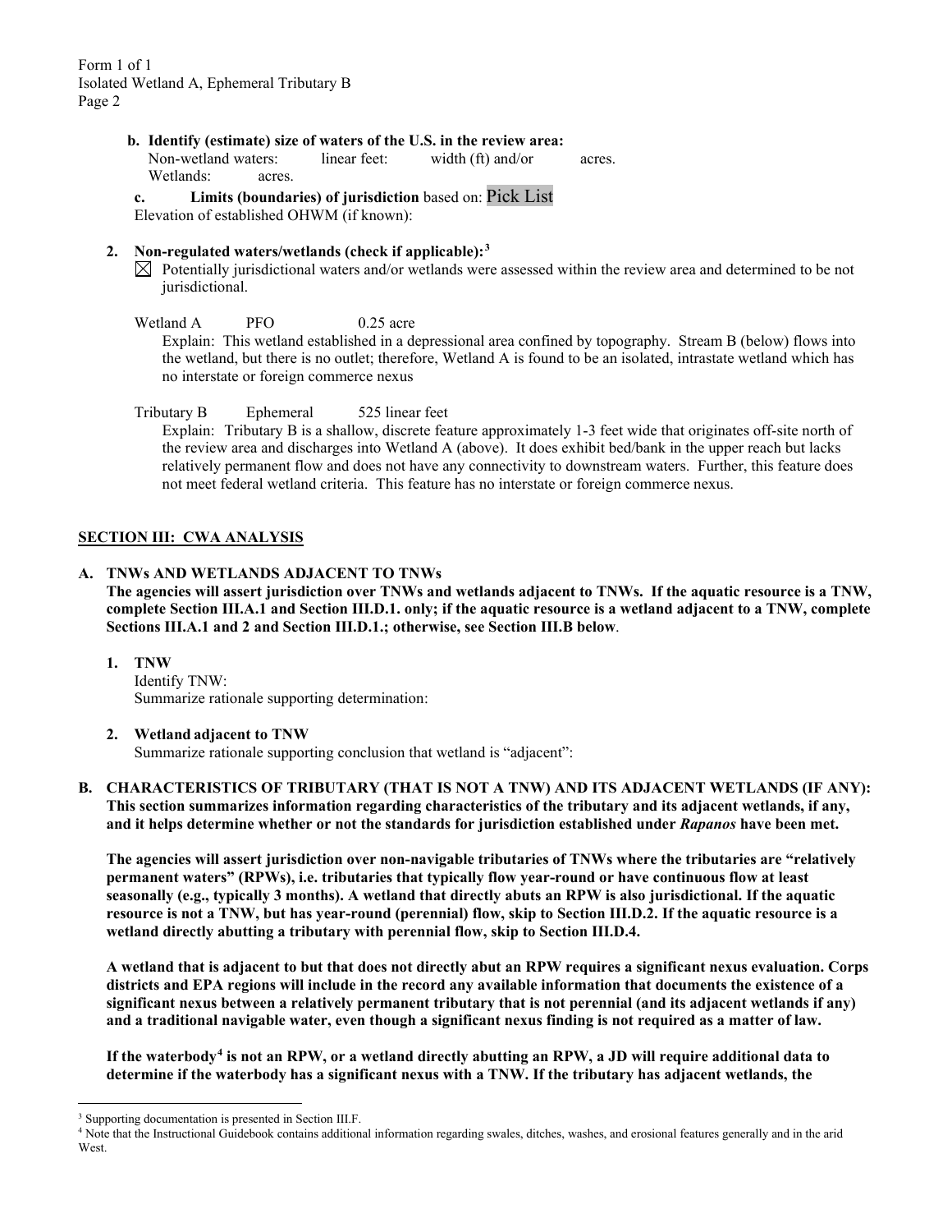**b. Identify (estimate) size of waters of the U.S. in the review area:**
Non-wetland waters: linear feet: width (ft) and/or acres.
Wetlands: acres.

**c. Limits (boundaries) of jurisdiction** based on: Pick List
Elevation of established OHWM (if known):

**2. Non-regulated waters/wetlands (check if applicable):**[3]

☒ Potentially jurisdictional waters and/or wetlands were assessed within the review area and determined to be not jurisdictional.

Wetland A PFO 0.25 acre
Explain: This wetland established in a depressional area confined by topography. Stream B (below) flows into the wetland, but there is no outlet; therefore, Wetland A is found to be an isolated, intrastate wetland which has no interstate or foreign commerce nexus

Tributary B Ephemeral 525 linear feet
Explain: Tributary B is a shallow, discrete feature approximately 1-3 feet wide that originates off-site north of the review area and discharges into Wetland A (above). It does exhibit bed/bank in the upper reach but lacks relatively permanent flow and does not have any connectivity to downstream waters. Further, this feature does not meet federal wetland criteria. This feature has no interstate or foreign commerce nexus.

## SECTION III: CWA ANALYSIS

### A. TNWs AND WETLANDS ADJACENT TO TNWs

**The agencies will assert jurisdiction over TNWs and wetlands adjacent to TNWs. If the aquatic resource is a TNW, complete Section III.A.1 and Section III.D.1. only; if the aquatic resource is a wetland adjacent to a TNW, complete Sections III.A.1 and 2 and Section III.D.1.; otherwise, see Section III.B below**.

**1. TNW**
Identify TNW:
Summarize rationale supporting determination:

**2. Wetland adjacent to TNW**
Summarize rationale supporting conclusion that wetland is "adjacent":

### B. CHARACTERISTICS OF TRIBUTARY (THAT IS NOT A TNW) AND ITS ADJACENT WETLANDS (IF ANY):

**This section summarizes information regarding characteristics of the tributary and its adjacent wetlands, if any, and it helps determine whether or not the standards for jurisdiction established under *Rapanos* have been met.**

**The agencies will assert jurisdiction over non-navigable tributaries of TNWs where the tributaries are "relatively permanent waters" (RPWs), i.e. tributaries that typically flow year-round or have continuous flow at least seasonally (e.g., typically 3 months). A wetland that directly abuts an RPW is also jurisdictional. If the aquatic resource is not a TNW, but has year-round (perennial) flow, skip to Section III.D.2. If the aquatic resource is a wetland directly abutting a tributary with perennial flow, skip to Section III.D.4.**

**A wetland that is adjacent to but that does not directly abut an RPW requires a significant nexus evaluation. Corps districts and EPA regions will include in the record any available information that documents the existence of a significant nexus between a relatively permanent tributary that is not perennial (and its adjacent wetlands if any) and a traditional navigable water, even though a significant nexus finding is not required as a matter of law.**

**If the waterbody[4] is not an RPW, or a wetland directly abutting an RPW, a JD will require additional data to determine if the waterbody has a significant nexus with a TNW. If the tributary has adjacent wetlands, the**

---

[3] Supporting documentation is presented in Section III.F.

[4] Note that the Instructional Guidebook contains additional information regarding swales, ditches, washes, and erosional features generally and in the arid West.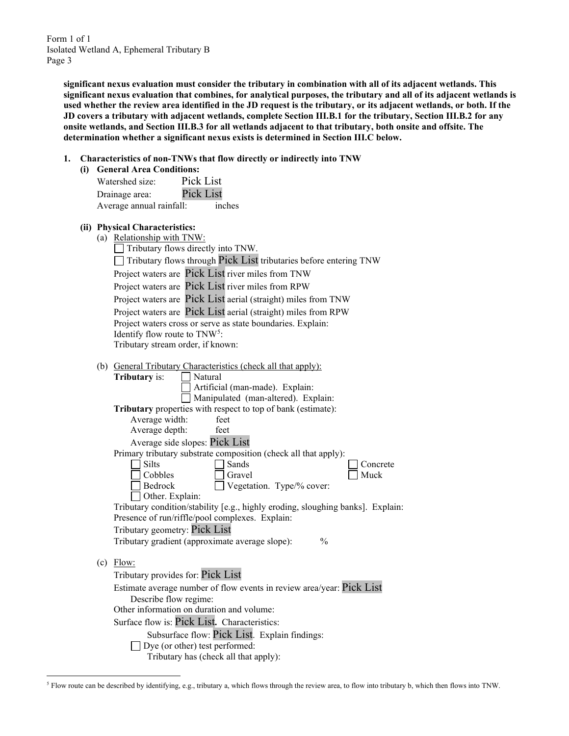**significant nexus evaluation must consider the tributary in combination with all of its adjacent wetlands. This significant nexus evaluation that combines, for analytical purposes, the tributary and all of its adjacent wetlands is used whether the review area identified in the JD request is the tributary, or its adjacent wetlands, or both. If the JD covers a tributary with adjacent wetlands, complete Section III.B.1 for the tributary, Section III.B.2 for any onsite wetlands, and Section III.B.3 for all wetlands adjacent to that tributary, both onsite and offsite. The determination whether a significant nexus exists is determined in Section III.C below.**

**1. Characteristics of non-TNWs that flow directly or indirectly into TNW**

**(i) General Area Conditions:**

Watershed size: Pick List
Drainage area: Pick List
Average annual rainfall: inches

**(ii) Physical Characteristics:**

(a) Relationship with TNW:

☐ Tributary flows directly into TNW.
☐ Tributary flows through Pick List tributaries before entering TNW

Project waters are Pick List river miles from TNW
Project waters are Pick List river miles from RPW
Project waters are Pick List aerial (straight) miles from TNW
Project waters are Pick List aerial (straight) miles from RPW
Project waters cross or serve as state boundaries. Explain:
Identify flow route to TNW[5]:
Tributary stream order, if known:

(b) General Tributary Characteristics (check all that apply):

**Tributary** is: ☐ Natural
☐ Artificial (man-made). Explain:
☐ Manipulated (man-altered). Explain:

**Tributary** properties with respect to top of bank (estimate):
Average width: feet
Average depth: feet
Average side slopes: Pick List

Primary tributary substrate composition (check all that apply):
☐ Silts ☐ Sands ☐ Concrete
☐ Cobbles ☐ Gravel ☐ Muck
☐ Bedrock ☐ Vegetation. Type/% cover:
☐ Other. Explain:

Tributary condition/stability [e.g., highly eroding, sloughing banks]. Explain:
Presence of run/riffle/pool complexes. Explain:
Tributary geometry: Pick List
Tributary gradient (approximate average slope): %

(c) Flow:

Tributary provides for: Pick List
Estimate average number of flow events in review area/year: Pick List
Describe flow regime:
Other information on duration and volume:
Surface flow is: Pick List**.** Characteristics:
Subsurface flow: Pick List. Explain findings:
☐ Dye (or other) test performed:
Tributary has (check all that apply):

[5] Flow route can be described by identifying, e.g., tributary a, which flows through the review area, to flow into tributary b, which then flows into TNW.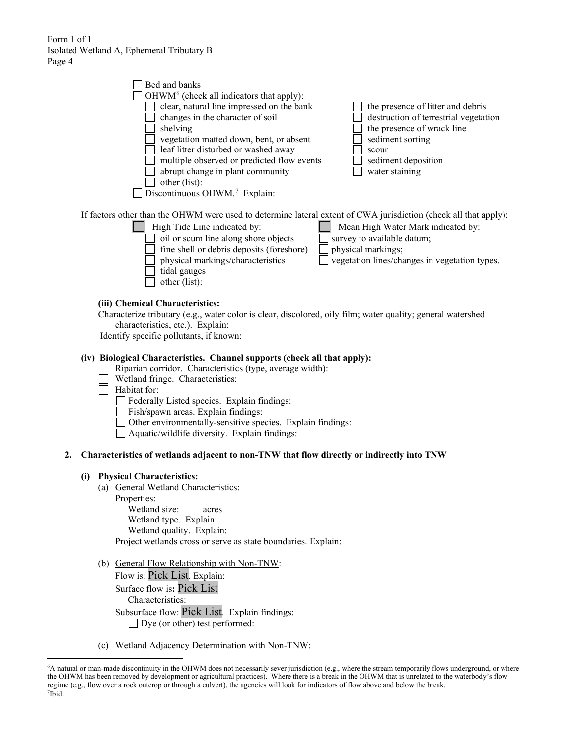☐ Bed and banks

☐ OHWM[6] (check all indicators that apply):

☐ clear, natural line impressed on the bank
☐ changes in the character of soil
☐ shelving
☐ vegetation matted down, bent, or absent
☐ leaf litter disturbed or washed away
☐ multiple observed or predicted flow events
☐ abrupt change in plant community
☐ other (list):
☐ the presence of litter and debris
☐ destruction of terrestrial vegetation
☐ the presence of wrack line
☐ sediment sorting
☐ scour
☐ sediment deposition
☐ water staining

☐ Discontinuous OHWM.[7] Explain:

If factors other than the OHWM were used to determine lateral extent of CWA jurisdiction (check all that apply):

☐ High Tide Line indicated by:
☐ oil or scum line along shore objects
☐ fine shell or debris deposits (foreshore)
☐ physical markings/characteristics
☐ tidal gauges
☐ other (list):

☐ Mean High Water Mark indicated by:
☐ survey to available datum;
☐ physical markings;
☐ vegetation lines/changes in vegetation types.

**(iii) Chemical Characteristics:**

Characterize tributary (e.g., water color is clear, discolored, oily film; water quality; general watershed characteristics, etc.). Explain:

Identify specific pollutants, if known:

**(iv) Biological Characteristics. Channel supports (check all that apply):**

☐ Riparian corridor. Characteristics (type, average width):
☐ Wetland fringe. Characteristics:
☐ Habitat for:
☐ Federally Listed species. Explain findings:
☐ Fish/spawn areas. Explain findings:
☐ Other environmentally-sensitive species. Explain findings:
☐ Aquatic/wildlife diversity. Explain findings:

**2. Characteristics of wetlands adjacent to non-TNW that flow directly or indirectly into TNW**

**(i) Physical Characteristics:**

(a) General Wetland Characteristics:

Properties:

Wetland size: acres

Wetland type. Explain:

Wetland quality. Explain:

Project wetlands cross or serve as state boundaries. Explain:

(b) General Flow Relationship with Non-TNW:

Flow is: Pick List. Explain:

Surface flow is**:** Pick List

Characteristics:

Subsurface flow: Pick List. Explain findings:

☐ Dye (or other) test performed:

(c) Wetland Adjacency Determination with Non-TNW:

---

[6] A natural or man-made discontinuity in the OHWM does not necessarily sever jurisdiction (e.g., where the stream temporarily flows underground, or where the OHWM has been removed by development or agricultural practices). Where there is a break in the OHWM that is unrelated to the waterbody's flow regime (e.g., flow over a rock outcrop or through a culvert), the agencies will look for indicators of flow above and below the break.

[7] Ibid.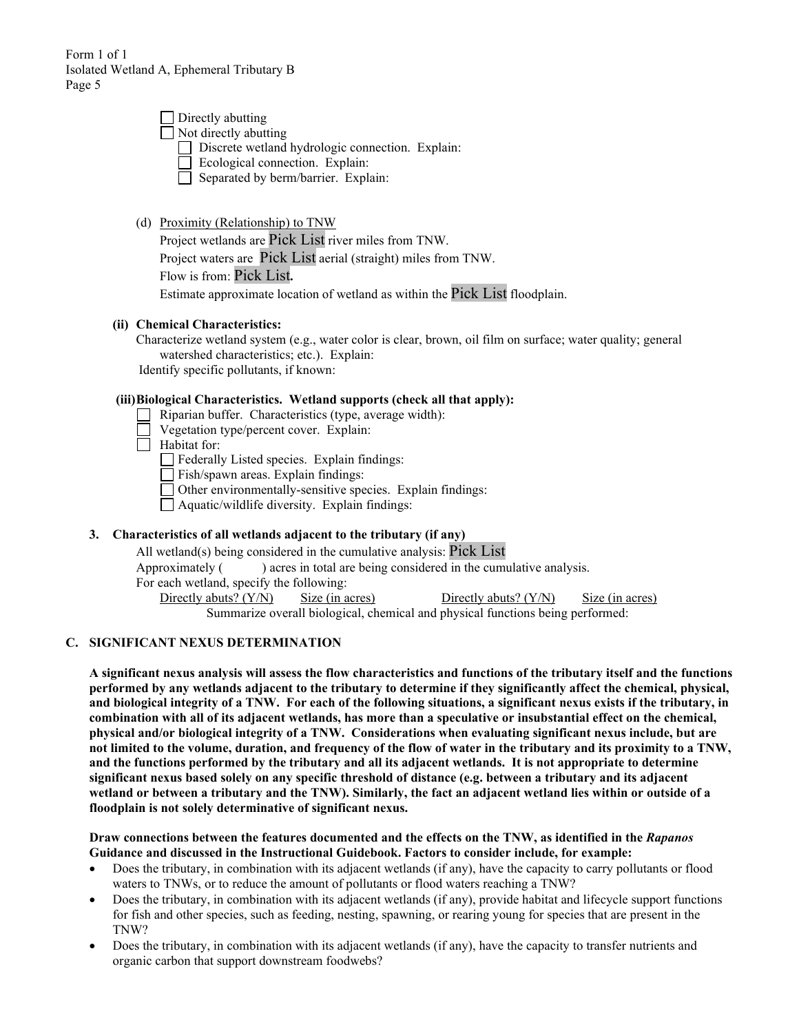☐ Directly abutting
☐ Not directly abutting
  ☐ Discrete wetland hydrologic connection. Explain:
  ☐ Ecological connection. Explain:
  ☐ Separated by berm/barrier. Explain:

(d) Proximity (Relationship) to TNW

Project wetlands are Pick List river miles from TNW.

Project waters are Pick List aerial (straight) miles from TNW.

Flow is from: Pick List**.**

Estimate approximate location of wetland as within the Pick List floodplain.

**(ii) Chemical Characteristics:**

Characterize wetland system (e.g., water color is clear, brown, oil film on surface; water quality; general watershed characteristics; etc.). Explain:

Identify specific pollutants, if known:

**(iii) Biological Characteristics. Wetland supports (check all that apply):**

☐ Riparian buffer. Characteristics (type, average width):
☐ Vegetation type/percent cover. Explain:
☐ Habitat for:
  ☐ Federally Listed species. Explain findings:
  ☐ Fish/spawn areas. Explain findings:
  ☐ Other environmentally-sensitive species. Explain findings:
  ☐ Aquatic/wildlife diversity. Explain findings:

**3. Characteristics of all wetlands adjacent to the tributary (if any)**

All wetland(s) being considered in the cumulative analysis: Pick List

Approximately ( ) acres in total are being considered in the cumulative analysis.

For each wetland, specify the following:

| Directly abuts? (Y/N) | Size (in acres) | Directly abuts? (Y/N) | Size (in acres) |
|---|---|---|---|

Summarize overall biological, chemical and physical functions being performed:

## C. SIGNIFICANT NEXUS DETERMINATION

**A significant nexus analysis will assess the flow characteristics and functions of the tributary itself and the functions performed by any wetlands adjacent to the tributary to determine if they significantly affect the chemical, physical, and biological integrity of a TNW. For each of the following situations, a significant nexus exists if the tributary, in combination with all of its adjacent wetlands, has more than a speculative or insubstantial effect on the chemical, physical and/or biological integrity of a TNW. Considerations when evaluating significant nexus include, but are not limited to the volume, duration, and frequency of the flow of water in the tributary and its proximity to a TNW, and the functions performed by the tributary and all its adjacent wetlands. It is not appropriate to determine significant nexus based solely on any specific threshold of distance (e.g. between a tributary and its adjacent wetland or between a tributary and the TNW). Similarly, the fact an adjacent wetland lies within or outside of a floodplain is not solely determinative of significant nexus.**

**Draw connections between the features documented and the effects on the TNW, as identified in the *Rapanos* Guidance and discussed in the Instructional Guidebook. Factors to consider include, for example:**

- Does the tributary, in combination with its adjacent wetlands (if any), have the capacity to carry pollutants or flood waters to TNWs, or to reduce the amount of pollutants or flood waters reaching a TNW?
- Does the tributary, in combination with its adjacent wetlands (if any), provide habitat and lifecycle support functions for fish and other species, such as feeding, nesting, spawning, or rearing young for species that are present in the TNW?
- Does the tributary, in combination with its adjacent wetlands (if any), have the capacity to transfer nutrients and organic carbon that support downstream foodwebs?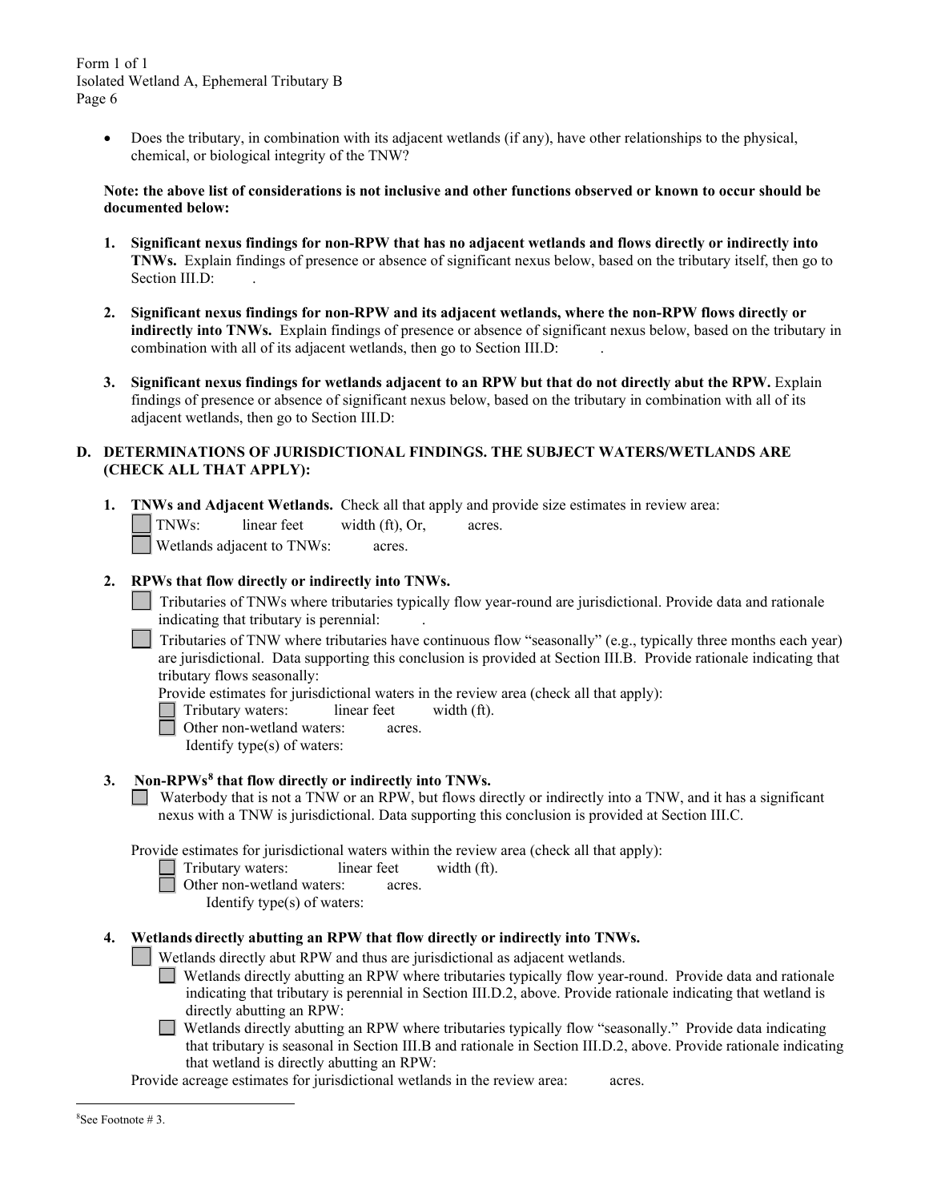- Does the tributary, in combination with its adjacent wetlands (if any), have other relationships to the physical, chemical, or biological integrity of the TNW?

**Note: the above list of considerations is not inclusive and other functions observed or known to occur should be documented below:**

1. **Significant nexus findings for non-RPW that has no adjacent wetlands and flows directly or indirectly into TNWs.** Explain findings of presence or absence of significant nexus below, based on the tributary itself, then go to Section III.D: .

2. **Significant nexus findings for non-RPW and its adjacent wetlands, where the non-RPW flows directly or indirectly into TNWs.** Explain findings of presence or absence of significant nexus below, based on the tributary in combination with all of its adjacent wetlands, then go to Section III.D: .

3. **Significant nexus findings for wetlands adjacent to an RPW but that do not directly abut the RPW.** Explain findings of presence or absence of significant nexus below, based on the tributary in combination with all of its adjacent wetlands, then go to Section III.D:

## D. DETERMINATIONS OF JURISDICTIONAL FINDINGS. THE SUBJECT WATERS/WETLANDS ARE (CHECK ALL THAT APPLY):

1. **TNWs and Adjacent Wetlands.** Check all that apply and provide size estimates in review area:
   - ☐ TNWs: linear feet width (ft), Or, acres.
   - ☐ Wetlands adjacent to TNWs: acres.

2. **RPWs that flow directly or indirectly into TNWs.**
   - ☐ Tributaries of TNWs where tributaries typically flow year-round are jurisdictional. Provide data and rationale indicating that tributary is perennial: .
   - ☐ Tributaries of TNW where tributaries have continuous flow "seasonally" (e.g., typically three months each year) are jurisdictional. Data supporting this conclusion is provided at Section III.B. Provide rationale indicating that tributary flows seasonally:

   Provide estimates for jurisdictional waters in the review area (check all that apply):
   - ☐ Tributary waters: linear feet width (ft).
   - ☐ Other non-wetland waters: acres.
     Identify type(s) of waters:

3. **Non-RPWs[8] that flow directly or indirectly into TNWs.**
   - ☐ Waterbody that is not a TNW or an RPW, but flows directly or indirectly into a TNW, and it has a significant nexus with a TNW is jurisdictional. Data supporting this conclusion is provided at Section III.C.

   Provide estimates for jurisdictional waters within the review area (check all that apply):
   - ☐ Tributary waters: linear feet width (ft).
   - ☐ Other non-wetland waters: acres.
     Identify type(s) of waters:

4. **Wetlands directly abutting an RPW that flow directly or indirectly into TNWs.**
   - ☐ Wetlands directly abut RPW and thus are jurisdictional as adjacent wetlands.
     - ☐ Wetlands directly abutting an RPW where tributaries typically flow year-round. Provide data and rationale indicating that tributary is perennial in Section III.D.2, above. Provide rationale indicating that wetland is directly abutting an RPW:
     - ☐ Wetlands directly abutting an RPW where tributaries typically flow "seasonally." Provide data indicating that tributary is seasonal in Section III.B and rationale in Section III.D.2, above. Provide rationale indicating that wetland is directly abutting an RPW:

   Provide acreage estimates for jurisdictional wetlands in the review area: acres.

---

[8] See Footnote # 3.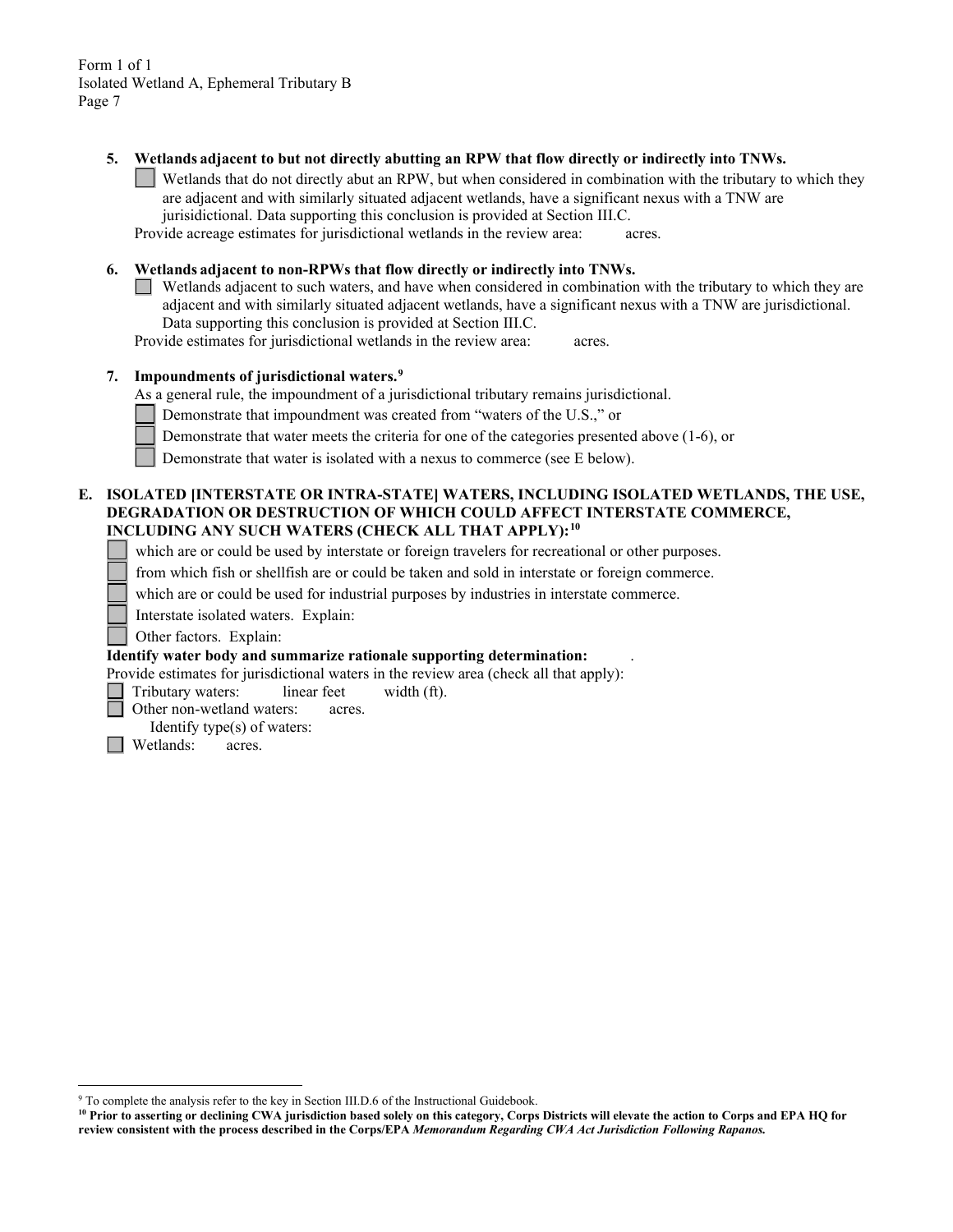**5. Wetlands adjacent to but not directly abutting an RPW that flow directly or indirectly into TNWs.**

☐ Wetlands that do not directly abut an RPW, but when considered in combination with the tributary to which they are adjacent and with similarly situated adjacent wetlands, have a significant nexus with a TNW are jurisidictional. Data supporting this conclusion is provided at Section III.C.

Provide acreage estimates for jurisdictional wetlands in the review area: acres.

**6. Wetlands adjacent to non-RPWs that flow directly or indirectly into TNWs.**

☐ Wetlands adjacent to such waters, and have when considered in combination with the tributary to which they are adjacent and with similarly situated adjacent wetlands, have a significant nexus with a TNW are jurisdictional. Data supporting this conclusion is provided at Section III.C.

Provide estimates for jurisdictional wetlands in the review area: acres.

**7. Impoundments of jurisdictional waters.**[9]

As a general rule, the impoundment of a jurisdictional tributary remains jurisdictional.

☐ Demonstrate that impoundment was created from "waters of the U.S.," or
☐ Demonstrate that water meets the criteria for one of the categories presented above (1-6), or
☐ Demonstrate that water is isolated with a nexus to commerce (see E below).

**E. ISOLATED [INTERSTATE OR INTRA-STATE] WATERS, INCLUDING ISOLATED WETLANDS, THE USE, DEGRADATION OR DESTRUCTION OF WHICH COULD AFFECT INTERSTATE COMMERCE, INCLUDING ANY SUCH WATERS (CHECK ALL THAT APPLY):**[10]

☐ which are or could be used by interstate or foreign travelers for recreational or other purposes.
☐ from which fish or shellfish are or could be taken and sold in interstate or foreign commerce.
☐ which are or could be used for industrial purposes by industries in interstate commerce.
☐ Interstate isolated waters. Explain:
☐ Other factors. Explain:

**Identify water body and summarize rationale supporting determination:** .

Provide estimates for jurisdictional waters in the review area (check all that apply):

☐ Tributary waters: linear feet width (ft).
☐ Other non-wetland waters: acres.
  Identify type(s) of waters:
☐ Wetlands: acres.

---

[9] To complete the analysis refer to the key in Section III.D.6 of the Instructional Guidebook.

[10] **Prior to asserting or declining CWA jurisdiction based solely on this category, Corps Districts will elevate the action to Corps and EPA HQ for review consistent with the process described in the Corps/EPA *Memorandum Regarding CWA Act Jurisdiction Following Rapanos.***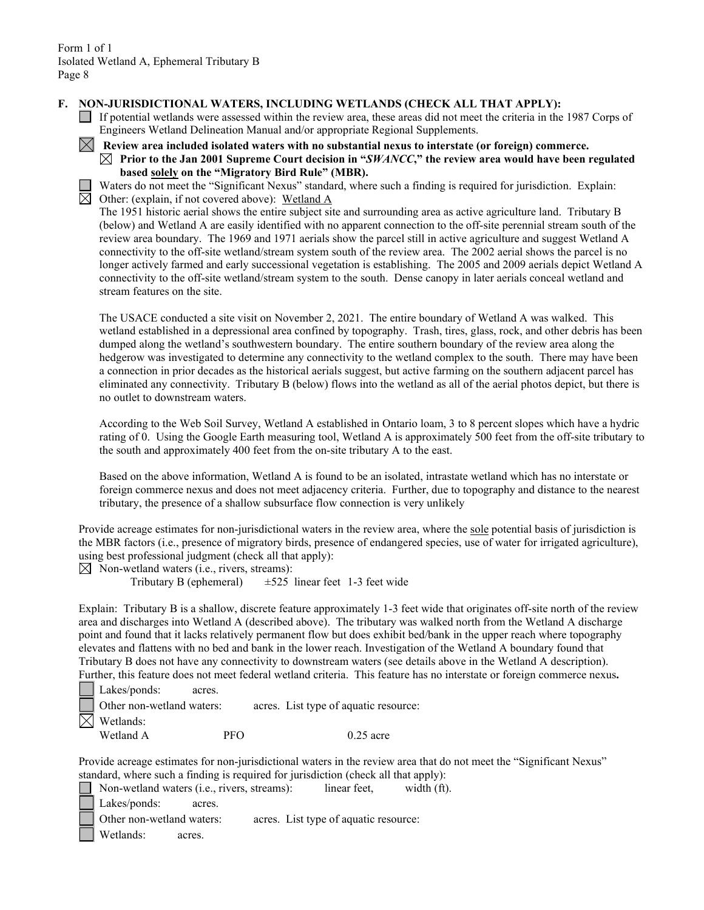**F. NON-JURISDICTIONAL WATERS, INCLUDING WETLANDS (CHECK ALL THAT APPLY):**

☐ If potential wetlands were assessed within the review area, these areas did not meet the criteria in the 1987 Corps of Engineers Wetland Delineation Manual and/or appropriate Regional Supplements.

☒ **Review area included isolated waters with no substantial nexus to interstate (or foreign) commerce.**

☒ **Prior to the Jan 2001 Supreme Court decision in "*SWANCC*," the review area would have been regulated based solely on the "Migratory Bird Rule" (MBR).**

☐ Waters do not meet the "Significant Nexus" standard, where such a finding is required for jurisdiction. Explain:

☒ Other: (explain, if not covered above): Wetland A

The 1951 historic aerial shows the entire subject site and surrounding area as active agriculture land. Tributary B (below) and Wetland A are easily identified with no apparent connection to the off-site perennial stream south of the review area boundary. The 1969 and 1971 aerials show the parcel still in active agriculture and suggest Wetland A connectivity to the off-site wetland/stream system south of the review area. The 2002 aerial shows the parcel is no longer actively farmed and early successional vegetation is establishing. The 2005 and 2009 aerials depict Wetland A connectivity to the off-site wetland/stream system to the south. Dense canopy in later aerials conceal wetland and stream features on the site.

The USACE conducted a site visit on November 2, 2021. The entire boundary of Wetland A was walked. This wetland established in a depressional area confined by topography. Trash, tires, glass, rock, and other debris has been dumped along the wetland's southwestern boundary. The entire southern boundary of the review area along the hedgerow was investigated to determine any connectivity to the wetland complex to the south. There may have been a connection in prior decades as the historical aerials suggest, but active farming on the southern adjacent parcel has eliminated any connectivity. Tributary B (below) flows into the wetland as all of the aerial photos depict, but there is no outlet to downstream waters.

According to the Web Soil Survey, Wetland A established in Ontario loam, 3 to 8 percent slopes which have a hydric rating of 0. Using the Google Earth measuring tool, Wetland A is approximately 500 feet from the off-site tributary to the south and approximately 400 feet from the on-site tributary A to the east.

Based on the above information, Wetland A is found to be an isolated, intrastate wetland which has no interstate or foreign commerce nexus and does not meet adjacency criteria. Further, due to topography and distance to the nearest tributary, the presence of a shallow subsurface flow connection is very unlikely

Provide acreage estimates for non-jurisdictional waters in the review area, where the sole potential basis of jurisdiction is the MBR factors (i.e., presence of migratory birds, presence of endangered species, use of water for irrigated agriculture), using best professional judgment (check all that apply):

☒ Non-wetland waters (i.e., rivers, streams):
Tributary B (ephemeral) ±525 linear feet 1-3 feet wide

Explain: Tributary B is a shallow, discrete feature approximately 1-3 feet wide that originates off-site north of the review area and discharges into Wetland A (described above). The tributary was walked north from the Wetland A discharge point and found that it lacks relatively permanent flow but does exhibit bed/bank in the upper reach where topography elevates and flattens with no bed and bank in the lower reach. Investigation of the Wetland A boundary found that Tributary B does not have any connectivity to downstream waters (see details above in the Wetland A description). Further, this feature does not meet federal wetland criteria. This feature has no interstate or foreign commerce nexus**.**

☐ Lakes/ponds: acres.

☐ Other non-wetland waters: acres. List type of aquatic resource:

☒ Wetlands:
Wetland A PFO 0.25 acre

Provide acreage estimates for non-jurisdictional waters in the review area that do not meet the "Significant Nexus" standard, where such a finding is required for jurisdiction (check all that apply):

☐ Non-wetland waters (i.e., rivers, streams): linear feet, width (ft).

☐ Lakes/ponds: acres.

☐ Other non-wetland waters: acres. List type of aquatic resource:

☐ Wetlands: acres.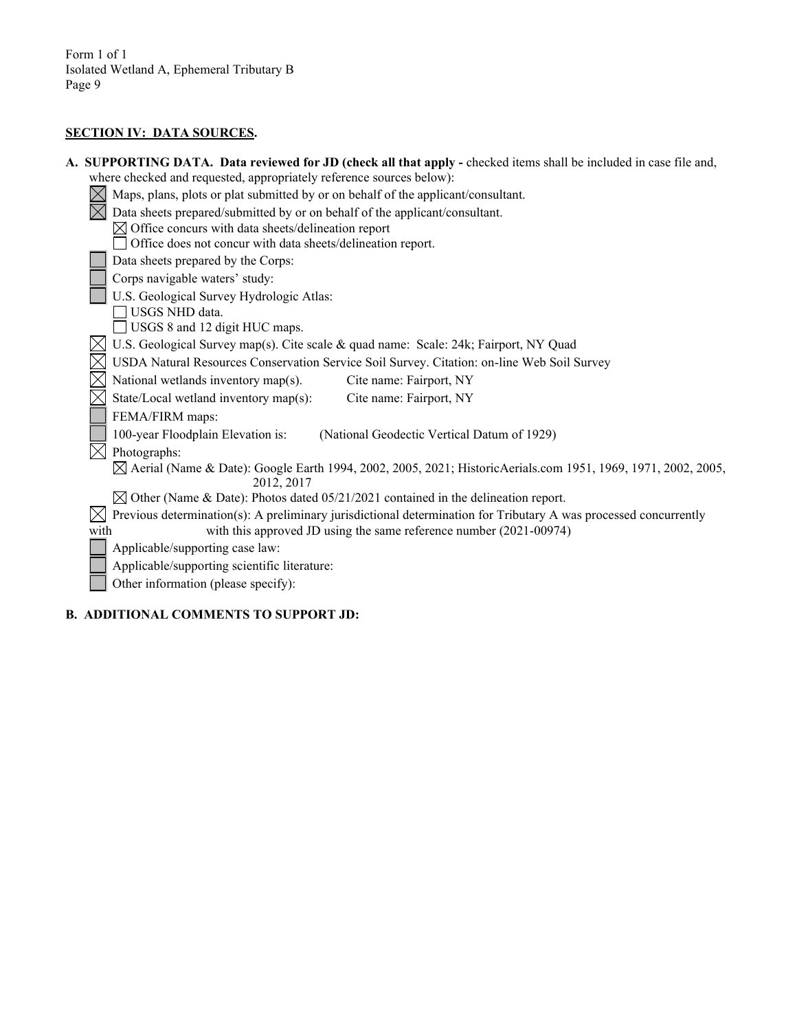## SECTION IV: DATA SOURCES.

**A. SUPPORTING DATA. Data reviewed for JD (check all that apply -** checked items shall be included in case file and, where checked and requested, appropriately reference sources below):

- ☒ Maps, plans, plots or plat submitted by or on behalf of the applicant/consultant.
- ☒ Data sheets prepared/submitted by or on behalf of the applicant/consultant.
  - ☒ Office concurs with data sheets/delineation report
  - ☐ Office does not concur with data sheets/delineation report.
- ☐ Data sheets prepared by the Corps:
- ☐ Corps navigable waters' study:
- ☐ U.S. Geological Survey Hydrologic Atlas:
  - ☐ USGS NHD data.
  - ☐ USGS 8 and 12 digit HUC maps.
- ☒ U.S. Geological Survey map(s). Cite scale & quad name: Scale: 24k; Fairport, NY Quad
- ☒ USDA Natural Resources Conservation Service Soil Survey. Citation: on-line Web Soil Survey
- ☒ National wetlands inventory map(s). Cite name: Fairport, NY
- ☒ State/Local wetland inventory map(s): Cite name: Fairport, NY
- ☐ FEMA/FIRM maps:
- ☐ 100-year Floodplain Elevation is: (National Geodectic Vertical Datum of 1929)
- ☒ Photographs:
  - ☒ Aerial (Name & Date): Google Earth 1994, 2002, 2005, 2021; HistoricAerials.com 1951, 1969, 1971, 2002, 2005, 2012, 2017
  - ☒ Other (Name & Date): Photos dated 05/21/2021 contained in the delineation report.
- ☒ Previous determination(s): A preliminary jurisdictional determination for Tributary A was processed concurrently with with this approved JD using the same reference number (2021-00974)
- ☐ Applicable/supporting case law:
- ☐ Applicable/supporting scientific literature:
- ☐ Other information (please specify):

**B. ADDITIONAL COMMENTS TO SUPPORT JD:**